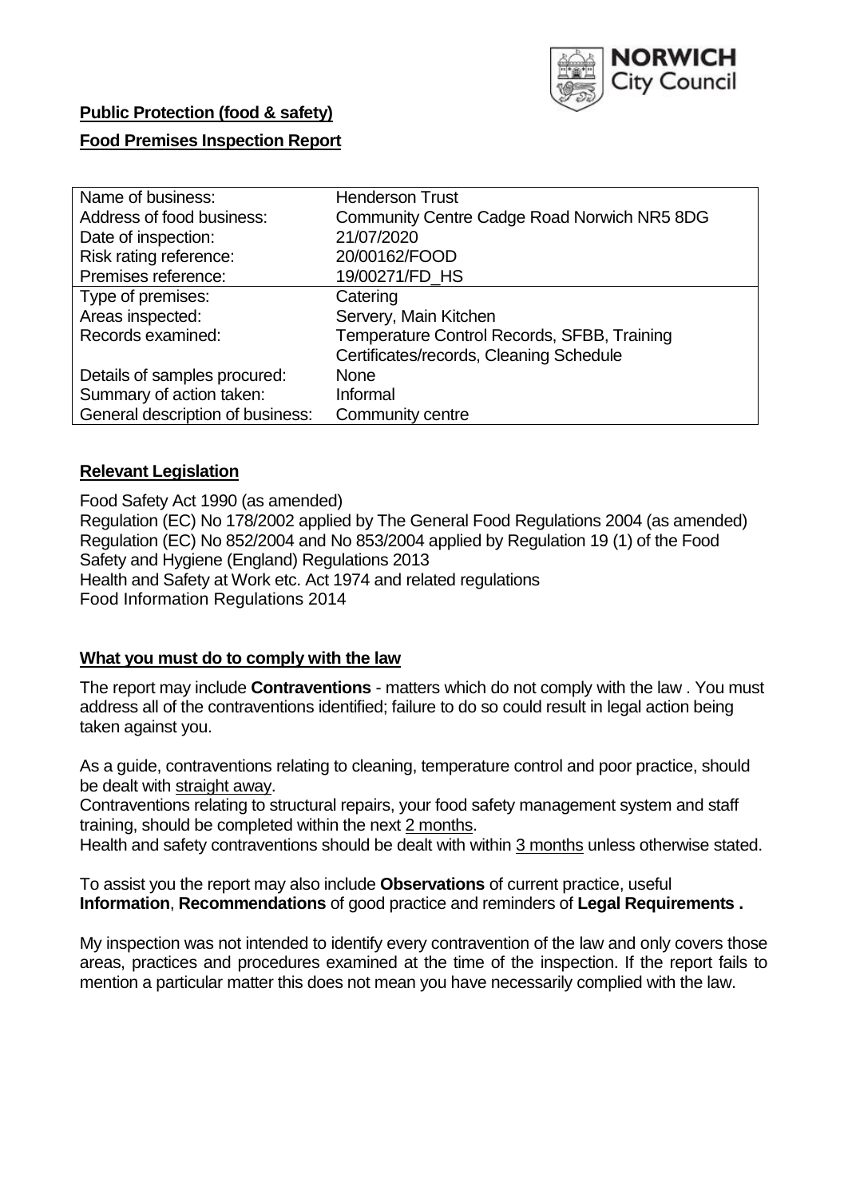NORWICH City Council

**Public Protection (food & safety)**

**Food Premises Inspection Report**

| Name of business: | Henderson Trust |
|---|---|
| Address of food business: | Community Centre Cadge Road Norwich NR5 8DG |
| Date of inspection: | 21/07/2020 |
| Risk rating reference: | 20/00162/FOOD |
| Premises reference: | 19/00271/FD_HS |
| Type of premises: | Catering |
| Areas inspected: | Servery, Main Kitchen |
| Records examined: | Temperature Control Records, SFBB, Training Certificates/records, Cleaning Schedule |
| Details of samples procured: | None |
| Summary of action taken: | Informal |
| General description of business: | Community centre |

## Relevant Legislation

Food Safety Act 1990 (as amended)
Regulation (EC) No 178/2002 applied by The General Food Regulations 2004 (as amended)
Regulation (EC) No 852/2004 and No 853/2004 applied by Regulation 19 (1) of the Food Safety and Hygiene (England) Regulations 2013
Health and Safety at Work etc. Act 1974 and related regulations
Food Information Regulations 2014

## What you must do to comply with the law

The report may include **Contraventions** - matters which do not comply with the law . You must address all of the contraventions identified; failure to do so could result in legal action being taken against you.

As a guide, contraventions relating to cleaning, temperature control and poor practice, should be dealt with straight away.
Contraventions relating to structural repairs, your food safety management system and staff training, should be completed within the next 2 months.
Health and safety contraventions should be dealt with within 3 months unless otherwise stated.

To assist you the report may also include **Observations** of current practice, useful **Information**, **Recommendations** of good practice and reminders of **Legal Requirements .**

My inspection was not intended to identify every contravention of the law and only covers those areas, practices and procedures examined at the time of the inspection. If the report fails to mention a particular matter this does not mean you have necessarily complied with the law.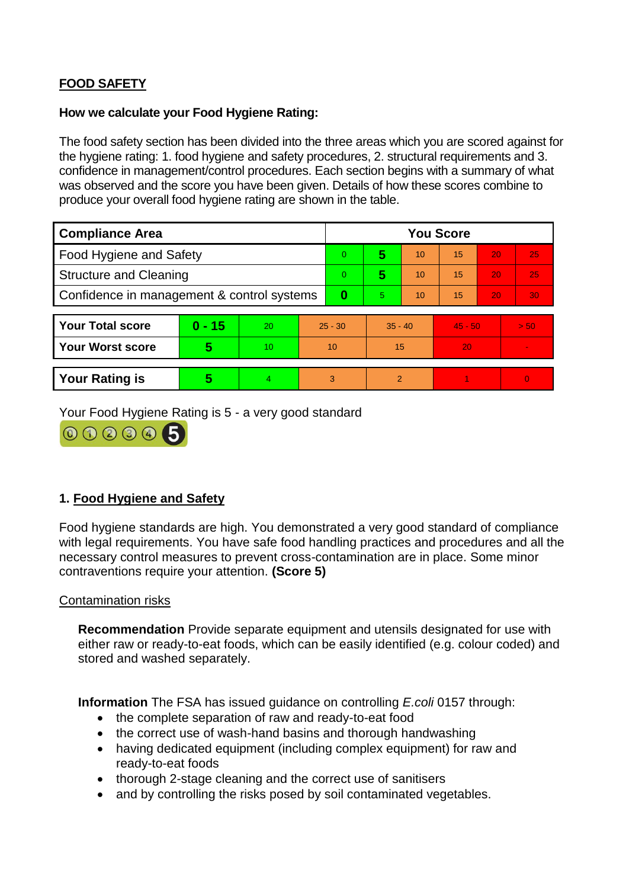**FOOD SAFETY**

**How we calculate your Food Hygiene Rating:**

The food safety section has been divided into the three areas which you are scored against for the hygiene rating: 1. food hygiene and safety procedures, 2. structural requirements and 3. confidence in management/control procedures. Each section begins with a summary of what was observed and the score you have been given. Details of how these scores combine to produce your overall food hygiene rating are shown in the table.

| Compliance Area | You Score | | | | | |
|---|---|---|---|---|---|---|
| Food Hygiene and Safety | 0 | **5** | 10 | 15 | 20 | 25 |
| Structure and Cleaning | 0 | **5** | 10 | 15 | 20 | 25 |
| Confidence in management & control systems | **0** | 5 | 10 | 15 | 20 | 30 |

| | | | | | | |
|---|---|---|---|---|---|---|
| **Your Total score** | **0 - 15** | 20 | 25 - 30 | 35 - 40 | 45 - 50 | > 50 |
| **Your Worst score** | **5** | 10 | 10 | 15 | 20 | - |
| **Your Rating is** | **5** | 4 | 3 | 2 | 1 | 0 |

Your Food Hygiene Rating is 5 - a very good standard

## 1. Food Hygiene and Safety

Food hygiene standards are high. You demonstrated a very good standard of compliance with legal requirements. You have safe food handling practices and procedures and all the necessary control measures to prevent cross-contamination are in place. Some minor contraventions require your attention. **(Score 5)**

Contamination risks

**Recommendation** Provide separate equipment and utensils designated for use with either raw or ready-to-eat foods, which can be easily identified (e.g. colour coded) and stored and washed separately.

**Information** The FSA has issued guidance on controlling *E.coli* 0157 through:

- the complete separation of raw and ready-to-eat food
- the correct use of wash-hand basins and thorough handwashing
- having dedicated equipment (including complex equipment) for raw and ready-to-eat foods
- thorough 2-stage cleaning and the correct use of sanitisers
- and by controlling the risks posed by soil contaminated vegetables.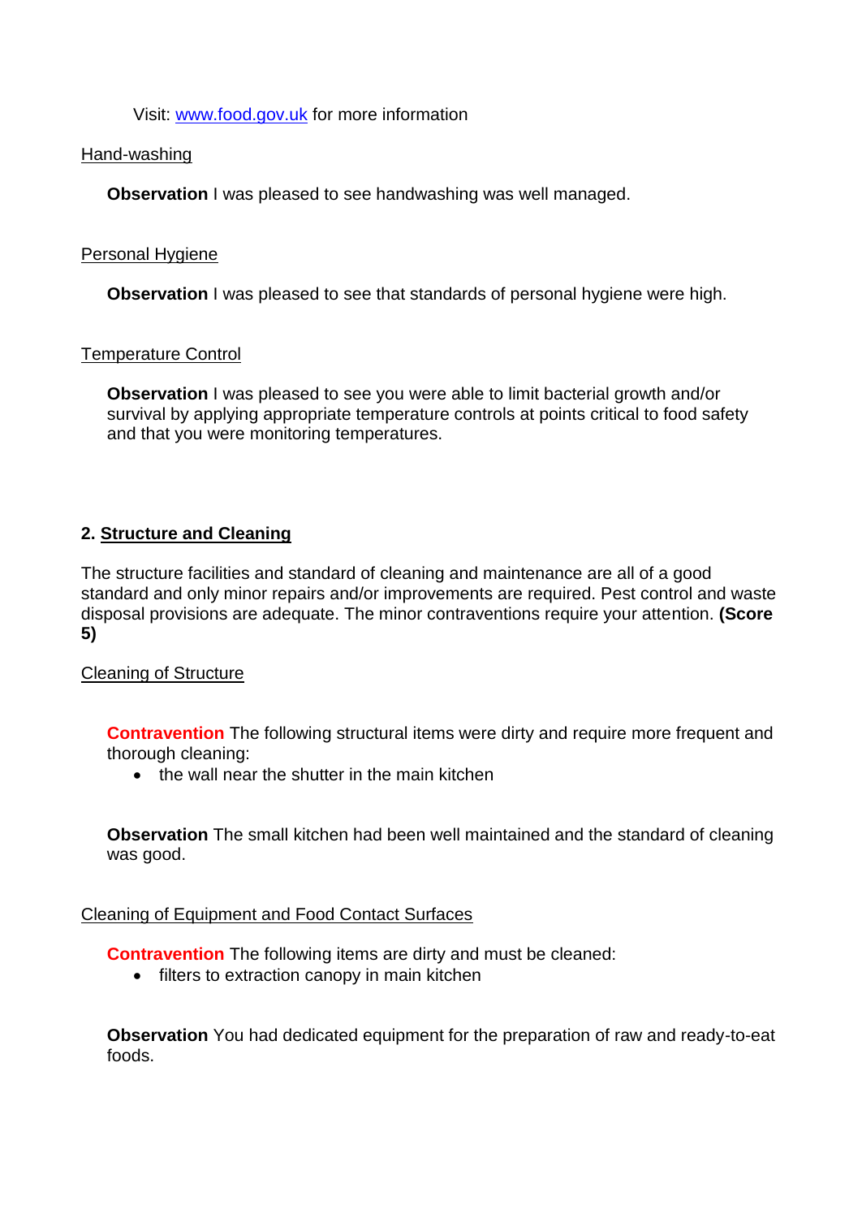Visit: [www.food.gov.uk](http://www.food.gov.uk) for more information

Hand-washing

**Observation** I was pleased to see handwashing was well managed.

Personal Hygiene

**Observation** I was pleased to see that standards of personal hygiene were high.

Temperature Control

**Observation** I was pleased to see you were able to limit bacterial growth and/or survival by applying appropriate temperature controls at points critical to food safety and that you were monitoring temperatures.

## 2. Structure and Cleaning

The structure facilities and standard of cleaning and maintenance are all of a good standard and only minor repairs and/or improvements are required. Pest control and waste disposal provisions are adequate. The minor contraventions require your attention. **(Score 5)**

Cleaning of Structure

**Contravention** The following structural items were dirty and require more frequent and thorough cleaning:

- the wall near the shutter in the main kitchen

**Observation** The small kitchen had been well maintained and the standard of cleaning was good.

Cleaning of Equipment and Food Contact Surfaces

**Contravention** The following items are dirty and must be cleaned:

- filters to extraction canopy in main kitchen

**Observation** You had dedicated equipment for the preparation of raw and ready-to-eat foods.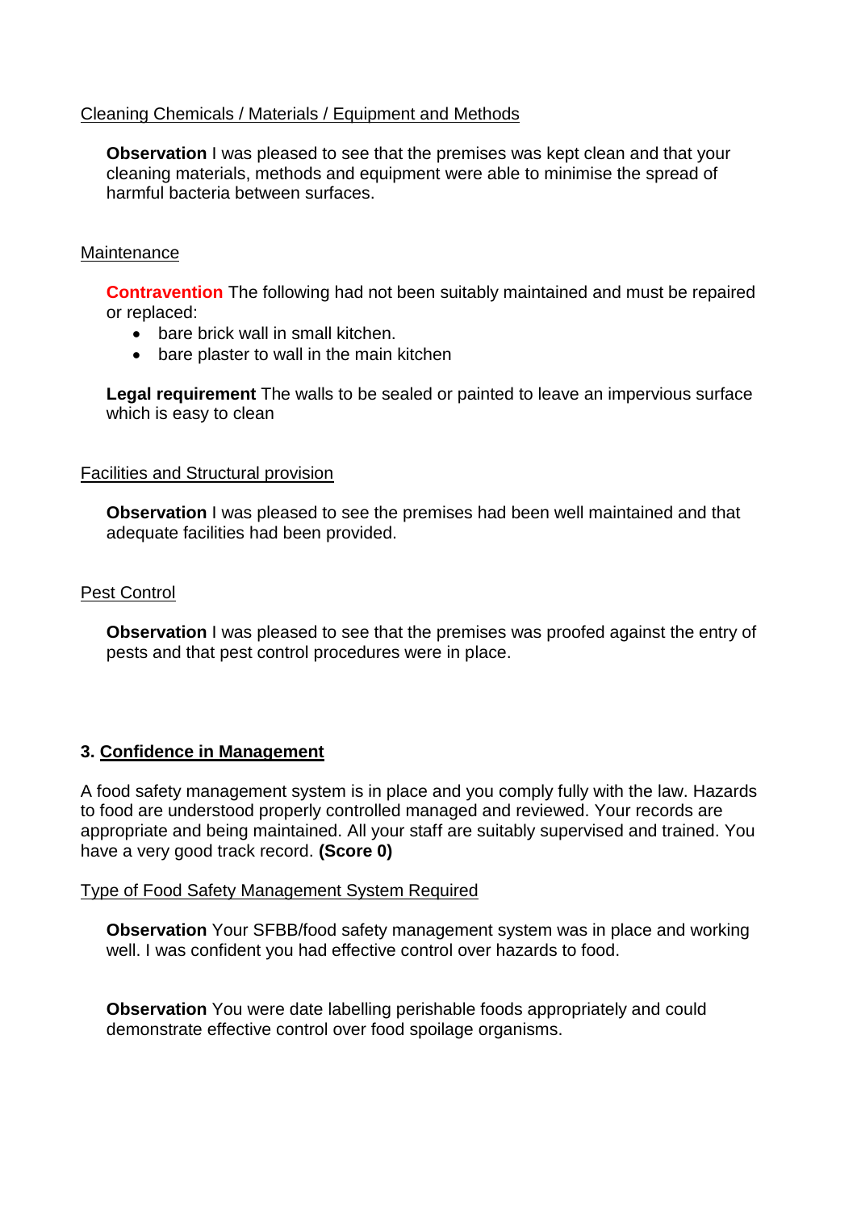Cleaning Chemicals / Materials / Equipment and Methods

**Observation** I was pleased to see that the premises was kept clean and that your cleaning materials, methods and equipment were able to minimise the spread of harmful bacteria between surfaces.

Maintenance

**Contravention** The following had not been suitably maintained and must be repaired or replaced:

- bare brick wall in small kitchen.
- bare plaster to wall in the main kitchen

**Legal requirement** The walls to be sealed or painted to leave an impervious surface which is easy to clean

Facilities and Structural provision

**Observation** I was pleased to see the premises had been well maintained and that adequate facilities had been provided.

Pest Control

**Observation** I was pleased to see that the premises was proofed against the entry of pests and that pest control procedures were in place.

## 3. Confidence in Management

A food safety management system is in place and you comply fully with the law. Hazards to food are understood properly controlled managed and reviewed. Your records are appropriate and being maintained. All your staff are suitably supervised and trained. You have a very good track record. **(Score 0)**

Type of Food Safety Management System Required

**Observation** Your SFBB/food safety management system was in place and working well. I was confident you had effective control over hazards to food.

**Observation** You were date labelling perishable foods appropriately and could demonstrate effective control over food spoilage organisms.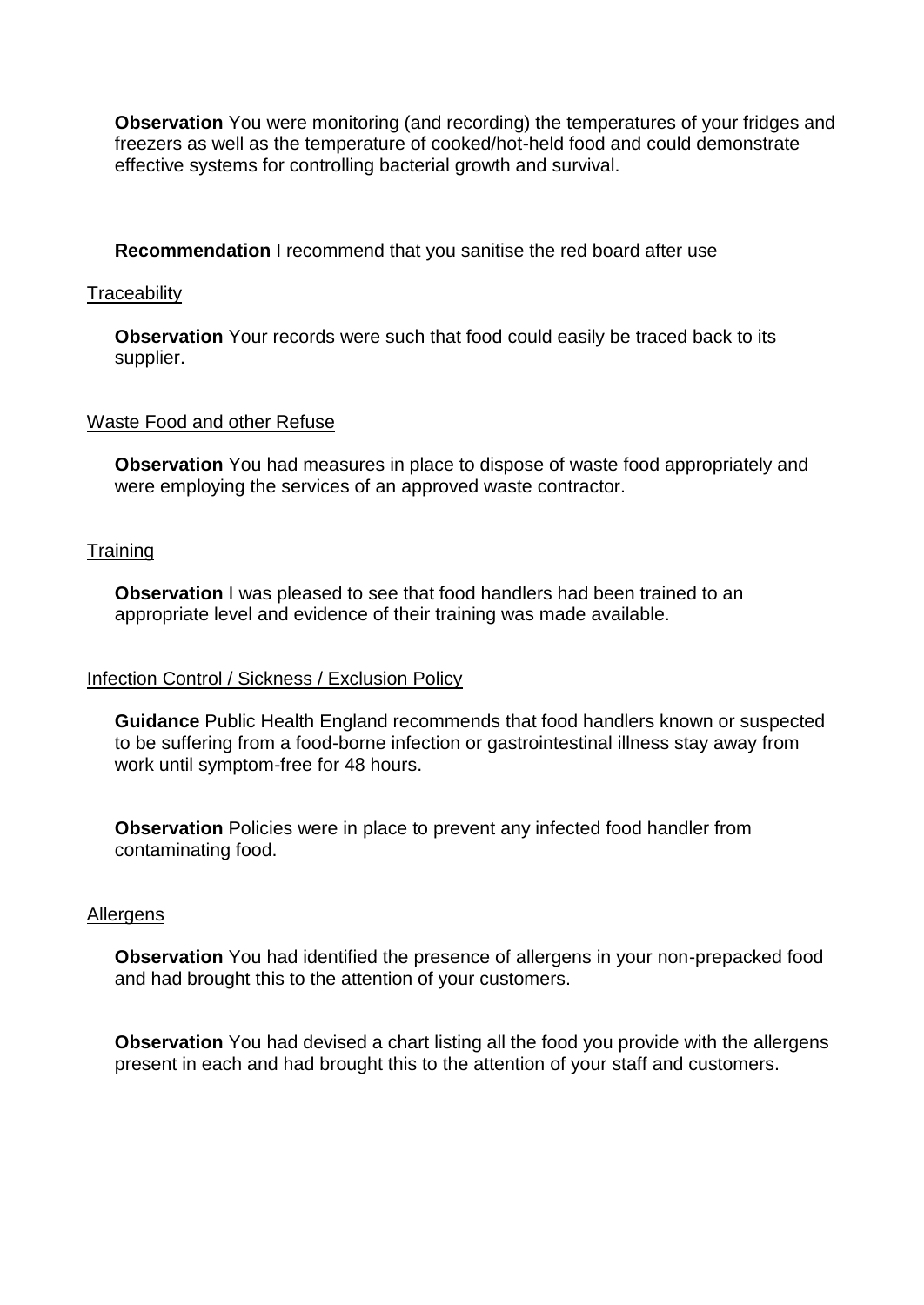**Observation** You were monitoring (and recording) the temperatures of your fridges and freezers as well as the temperature of cooked/hot-held food and could demonstrate effective systems for controlling bacterial growth and survival.

**Recommendation** I recommend that you sanitise the red board after use

Traceability

**Observation** Your records were such that food could easily be traced back to its supplier.

Waste Food and other Refuse

**Observation** You had measures in place to dispose of waste food appropriately and were employing the services of an approved waste contractor.

Training

**Observation** I was pleased to see that food handlers had been trained to an appropriate level and evidence of their training was made available.

Infection Control / Sickness / Exclusion Policy

**Guidance** Public Health England recommends that food handlers known or suspected to be suffering from a food-borne infection or gastrointestinal illness stay away from work until symptom-free for 48 hours.

**Observation** Policies were in place to prevent any infected food handler from contaminating food.

Allergens

**Observation** You had identified the presence of allergens in your non-prepacked food and had brought this to the attention of your customers.

**Observation** You had devised a chart listing all the food you provide with the allergens present in each and had brought this to the attention of your staff and customers.